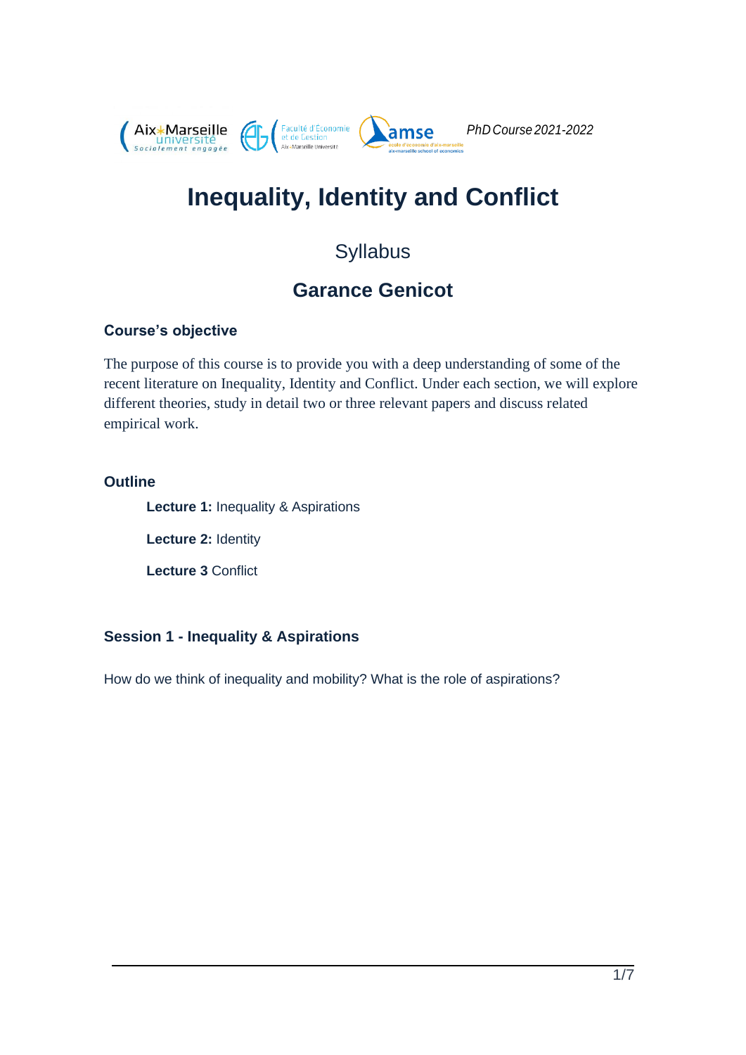*PhD Course 2021-2022*

# Inequality, Identity and Conflict

## Syllabus

## Garance Genicot

### Course's objective

The purpose of this course is to provide you with a deep understanding of some of the recent literature on Inequality, Identity and Conflict. Under each section, we will explore different theories, study in detail two or three relevant papers and discuss related empirical work.

### Outline

**Lecture 1:** Inequality & Aspirations

**Lecture 2:** Identity

**Lecture 3** Conflict

### Session 1 - Inequality & Aspirations

How do we think of inequality and mobility? What is the role of aspirations?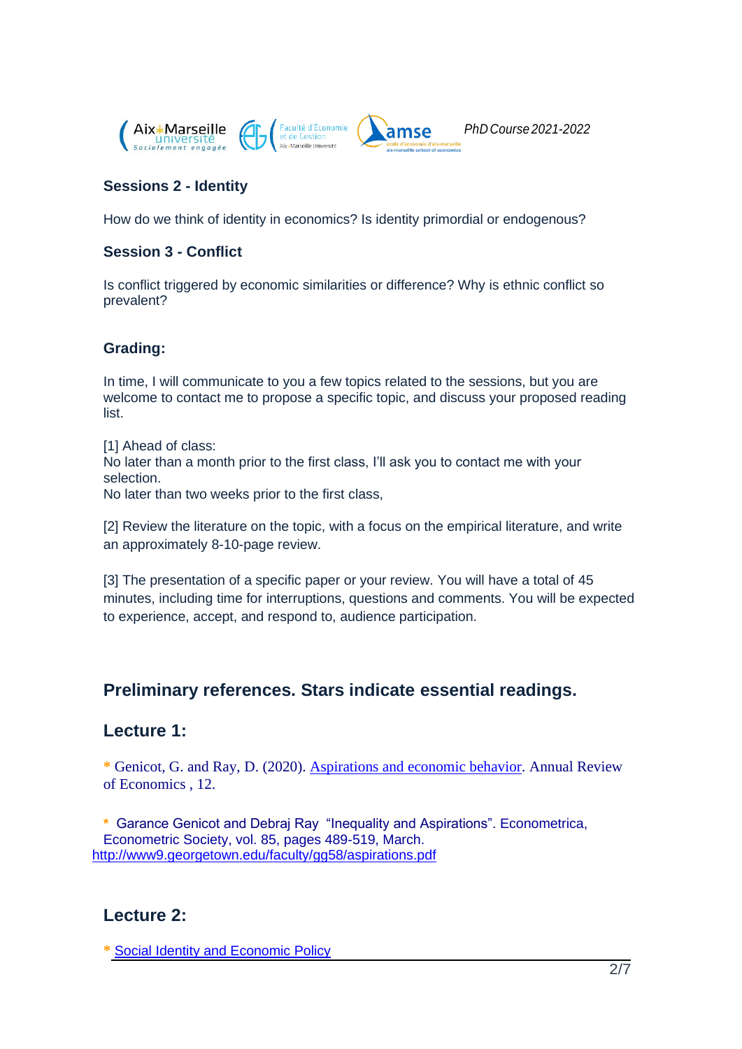**Sessions 2 - Identity**

How do we think of identity in economics? Is identity primordial or endogenous?

**Session 3 - Conflict**

Is conflict triggered by economic similarities or difference? Why is ethnic conflict so prevalent?

**Grading:**

In time, I will communicate to you a few topics related to the sessions, but you are welcome to contact me to propose a specific topic, and discuss your proposed reading list.

[1] Ahead of class:
No later than a month prior to the first class, I'll ask you to contact me with your selection.
No later than two weeks prior to the first class,

[2] Review the literature on the topic, with a focus on the empirical literature, and write an approximately 8-10-page review.

[3] The presentation of a specific paper or your review. You will have a total of 45 minutes, including time for interruptions, questions and comments. You will be expected to experience, accept, and respond to, audience participation.

## Preliminary references. Stars indicate essential readings.

## Lecture 1:

* Genicot, G. and Ray, D. (2020). Aspirations and economic behavior. Annual Review of Economics , 12.

* Garance Genicot and Debraj Ray "Inequality and Aspirations". Econometrica, Econometric Society, vol. 85, pages 489-519, March.
http://www9.georgetown.edu/faculty/gg58/aspirations.pdf

## Lecture 2:

* Social Identity and Economic Policy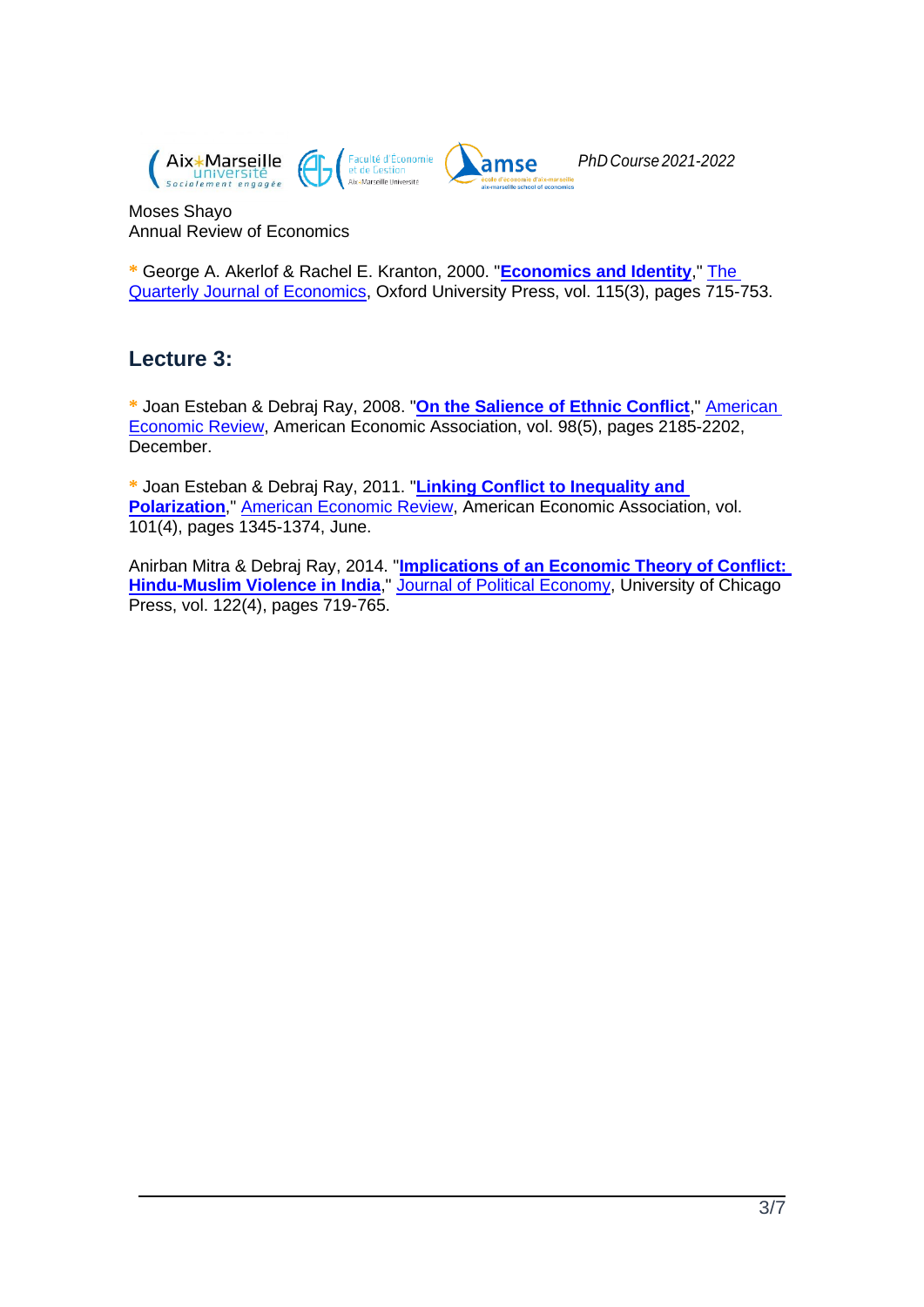Moses Shayo
Annual Review of Economics

* George A. Akerlof & Rachel E. Kranton, 2000. "**Economics and Identity**," The Quarterly Journal of Economics, Oxford University Press, vol. 115(3), pages 715-753.

## Lecture 3:

* Joan Esteban & Debraj Ray, 2008. "**On the Salience of Ethnic Conflict**," American Economic Review, American Economic Association, vol. 98(5), pages 2185-2202, December.

* Joan Esteban & Debraj Ray, 2011. "**Linking Conflict to Inequality and Polarization**," American Economic Review, American Economic Association, vol. 101(4), pages 1345-1374, June.

Anirban Mitra & Debraj Ray, 2014. "**Implications of an Economic Theory of Conflict: Hindu-Muslim Violence in India**," Journal of Political Economy, University of Chicago Press, vol. 122(4), pages 719-765.